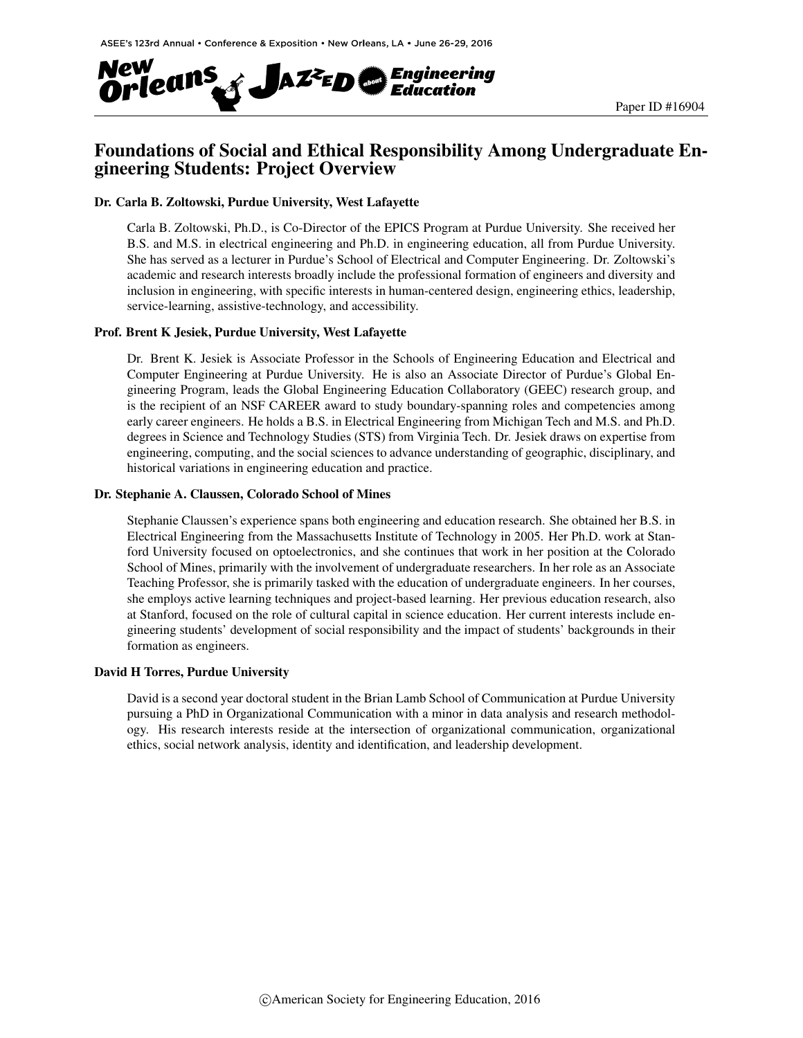# Foundations of Social and Ethical Responsibility Among Undergraduate Engineering Students: Project Overview

### Dr. Carla B. Zoltowski, Purdue University, West Lafayette

Carla B. Zoltowski, Ph.D., is Co-Director of the EPICS Program at Purdue University. She received her B.S. and M.S. in electrical engineering and Ph.D. in engineering education, all from Purdue University. She has served as a lecturer in Purdue's School of Electrical and Computer Engineering. Dr. Zoltowski's academic and research interests broadly include the professional formation of engineers and diversity and inclusion in engineering, with specific interests in human-centered design, engineering ethics, leadership, service-learning, assistive-technology, and accessibility.

### Prof. Brent K Jesiek, Purdue University, West Lafayette

Dr. Brent K. Jesiek is Associate Professor in the Schools of Engineering Education and Electrical and Computer Engineering at Purdue University. He is also an Associate Director of Purdue's Global Engineering Program, leads the Global Engineering Education Collaboratory (GEEC) research group, and is the recipient of an NSF CAREER award to study boundary-spanning roles and competencies among early career engineers. He holds a B.S. in Electrical Engineering from Michigan Tech and M.S. and Ph.D. degrees in Science and Technology Studies (STS) from Virginia Tech. Dr. Jesiek draws on expertise from engineering, computing, and the social sciences to advance understanding of geographic, disciplinary, and historical variations in engineering education and practice.

### Dr. Stephanie A. Claussen, Colorado School of Mines

Stephanie Claussen's experience spans both engineering and education research. She obtained her B.S. in Electrical Engineering from the Massachusetts Institute of Technology in 2005. Her Ph.D. work at Stanford University focused on optoelectronics, and she continues that work in her position at the Colorado School of Mines, primarily with the involvement of undergraduate researchers. In her role as an Associate Teaching Professor, she is primarily tasked with the education of undergraduate engineers. In her courses, she employs active learning techniques and project-based learning. Her previous education research, also at Stanford, focused on the role of cultural capital in science education. Her current interests include engineering students' development of social responsibility and the impact of students' backgrounds in their formation as engineers.

### David H Torres, Purdue University

David is a second year doctoral student in the Brian Lamb School of Communication at Purdue University pursuing a PhD in Organizational Communication with a minor in data analysis and research methodology. His research interests reside at the intersection of organizational communication, organizational ethics, social network analysis, identity and identification, and leadership development.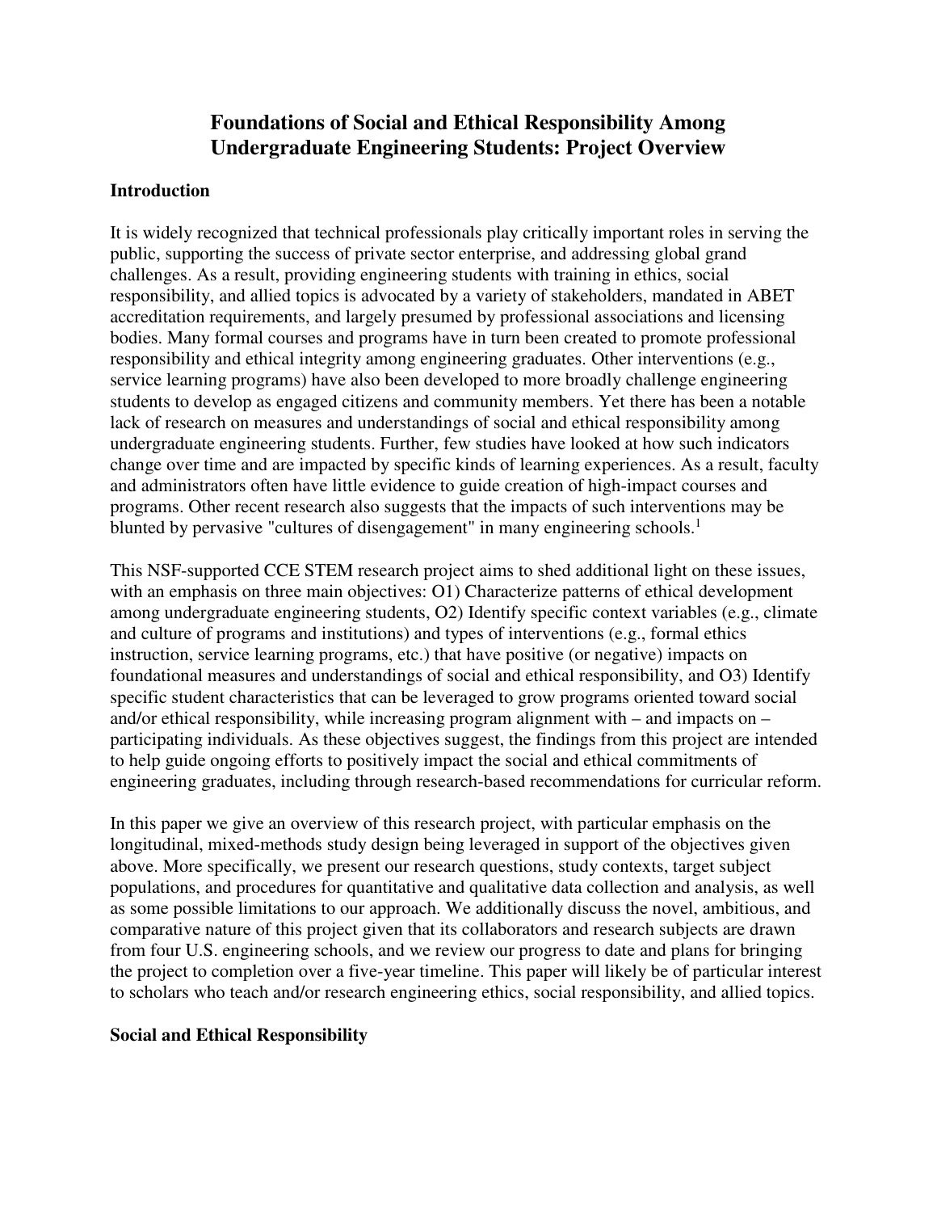# Foundations of Social and Ethical Responsibility Among Undergraduate Engineering Students: Project Overview

## Introduction

It is widely recognized that technical professionals play critically important roles in serving the public, supporting the success of private sector enterprise, and addressing global grand challenges. As a result, providing engineering students with training in ethics, social responsibility, and allied topics is advocated by a variety of stakeholders, mandated in ABET accreditation requirements, and largely presumed by professional associations and licensing bodies. Many formal courses and programs have in turn been created to promote professional responsibility and ethical integrity among engineering graduates. Other interventions (e.g., service learning programs) have also been developed to more broadly challenge engineering students to develop as engaged citizens and community members. Yet there has been a notable lack of research on measures and understandings of social and ethical responsibility among undergraduate engineering students. Further, few studies have looked at how such indicators change over time and are impacted by specific kinds of learning experiences. As a result, faculty and administrators often have little evidence to guide creation of high-impact courses and programs. Other recent research also suggests that the impacts of such interventions may be blunted by pervasive "cultures of disengagement" in many engineering schools.[1]

This NSF-supported CCE STEM research project aims to shed additional light on these issues, with an emphasis on three main objectives: O1) Characterize patterns of ethical development among undergraduate engineering students, O2) Identify specific context variables (e.g., climate and culture of programs and institutions) and types of interventions (e.g., formal ethics instruction, service learning programs, etc.) that have positive (or negative) impacts on foundational measures and understandings of social and ethical responsibility, and O3) Identify specific student characteristics that can be leveraged to grow programs oriented toward social and/or ethical responsibility, while increasing program alignment with – and impacts on – participating individuals. As these objectives suggest, the findings from this project are intended to help guide ongoing efforts to positively impact the social and ethical commitments of engineering graduates, including through research-based recommendations for curricular reform.

In this paper we give an overview of this research project, with particular emphasis on the longitudinal, mixed-methods study design being leveraged in support of the objectives given above. More specifically, we present our research questions, study contexts, target subject populations, and procedures for quantitative and qualitative data collection and analysis, as well as some possible limitations to our approach. We additionally discuss the novel, ambitious, and comparative nature of this project given that its collaborators and research subjects are drawn from four U.S. engineering schools, and we review our progress to date and plans for bringing the project to completion over a five-year timeline. This paper will likely be of particular interest to scholars who teach and/or research engineering ethics, social responsibility, and allied topics.

## Social and Ethical Responsibility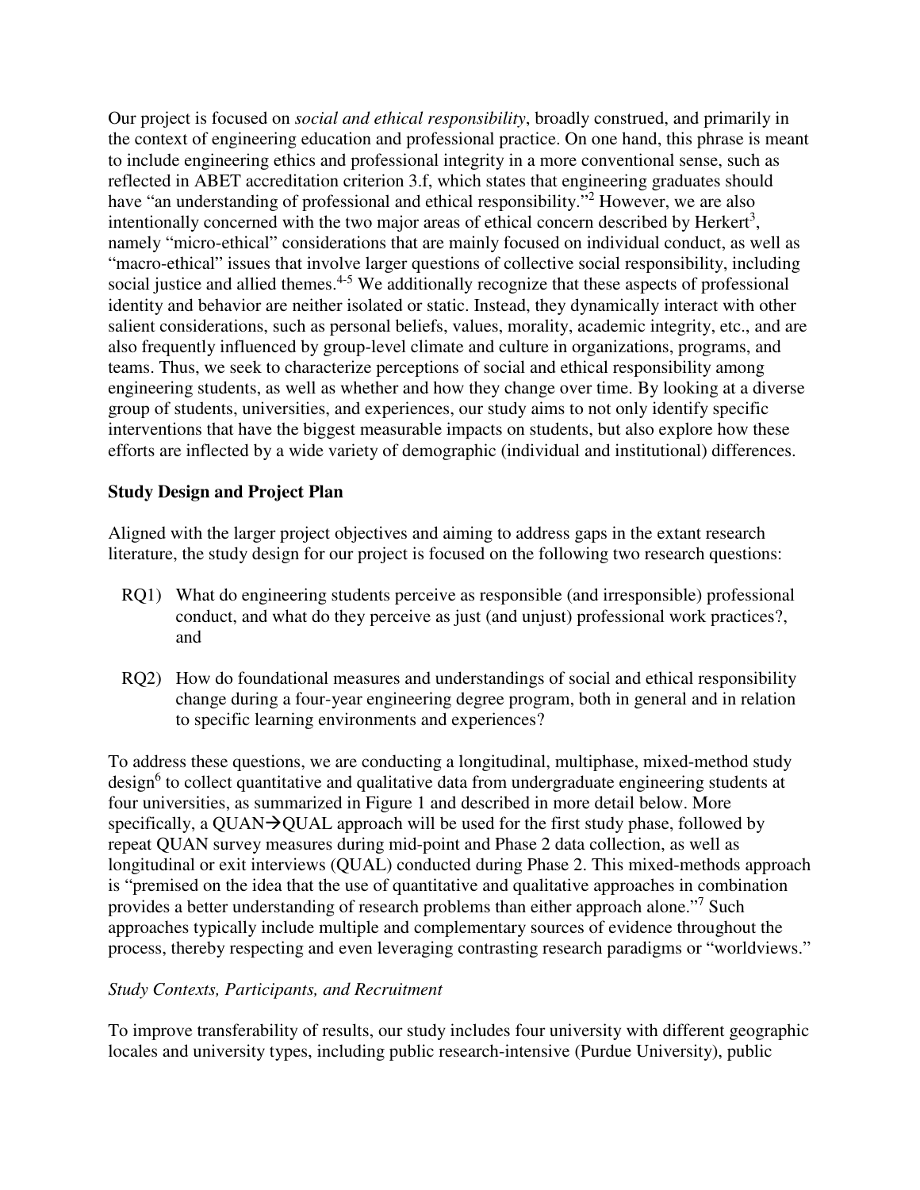Our project is focused on *social and ethical responsibility*, broadly construed, and primarily in the context of engineering education and professional practice. On one hand, this phrase is meant to include engineering ethics and professional integrity in a more conventional sense, such as reflected in ABET accreditation criterion 3.f, which states that engineering graduates should have "an understanding of professional and ethical responsibility."[2] However, we are also intentionally concerned with the two major areas of ethical concern described by Herkert[3], namely "micro-ethical" considerations that are mainly focused on individual conduct, as well as "macro-ethical" issues that involve larger questions of collective social responsibility, including social justice and allied themes.[4-5] We additionally recognize that these aspects of professional identity and behavior are neither isolated or static. Instead, they dynamically interact with other salient considerations, such as personal beliefs, values, morality, academic integrity, etc., and are also frequently influenced by group-level climate and culture in organizations, programs, and teams. Thus, we seek to characterize perceptions of social and ethical responsibility among engineering students, as well as whether and how they change over time. By looking at a diverse group of students, universities, and experiences, our study aims to not only identify specific interventions that have the biggest measurable impacts on students, but also explore how these efforts are inflected by a wide variety of demographic (individual and institutional) differences.

**Study Design and Project Plan**

Aligned with the larger project objectives and aiming to address gaps in the extant research literature, the study design for our project is focused on the following two research questions:

RQ1) What do engineering students perceive as responsible (and irresponsible) professional conduct, and what do they perceive as just (and unjust) professional work practices?, and

RQ2) How do foundational measures and understandings of social and ethical responsibility change during a four-year engineering degree program, both in general and in relation to specific learning environments and experiences?

To address these questions, we are conducting a longitudinal, multiphase, mixed-method study design[6] to collect quantitative and qualitative data from undergraduate engineering students at four universities, as summarized in Figure 1 and described in more detail below. More specifically, a QUAN→QUAL approach will be used for the first study phase, followed by repeat QUAN survey measures during mid-point and Phase 2 data collection, as well as longitudinal or exit interviews (QUAL) conducted during Phase 2. This mixed-methods approach is "premised on the idea that the use of quantitative and qualitative approaches in combination provides a better understanding of research problems than either approach alone."[7] Such approaches typically include multiple and complementary sources of evidence throughout the process, thereby respecting and even leveraging contrasting research paradigms or "worldviews."

*Study Contexts, Participants, and Recruitment*

To improve transferability of results, our study includes four university with different geographic locales and university types, including public research-intensive (Purdue University), public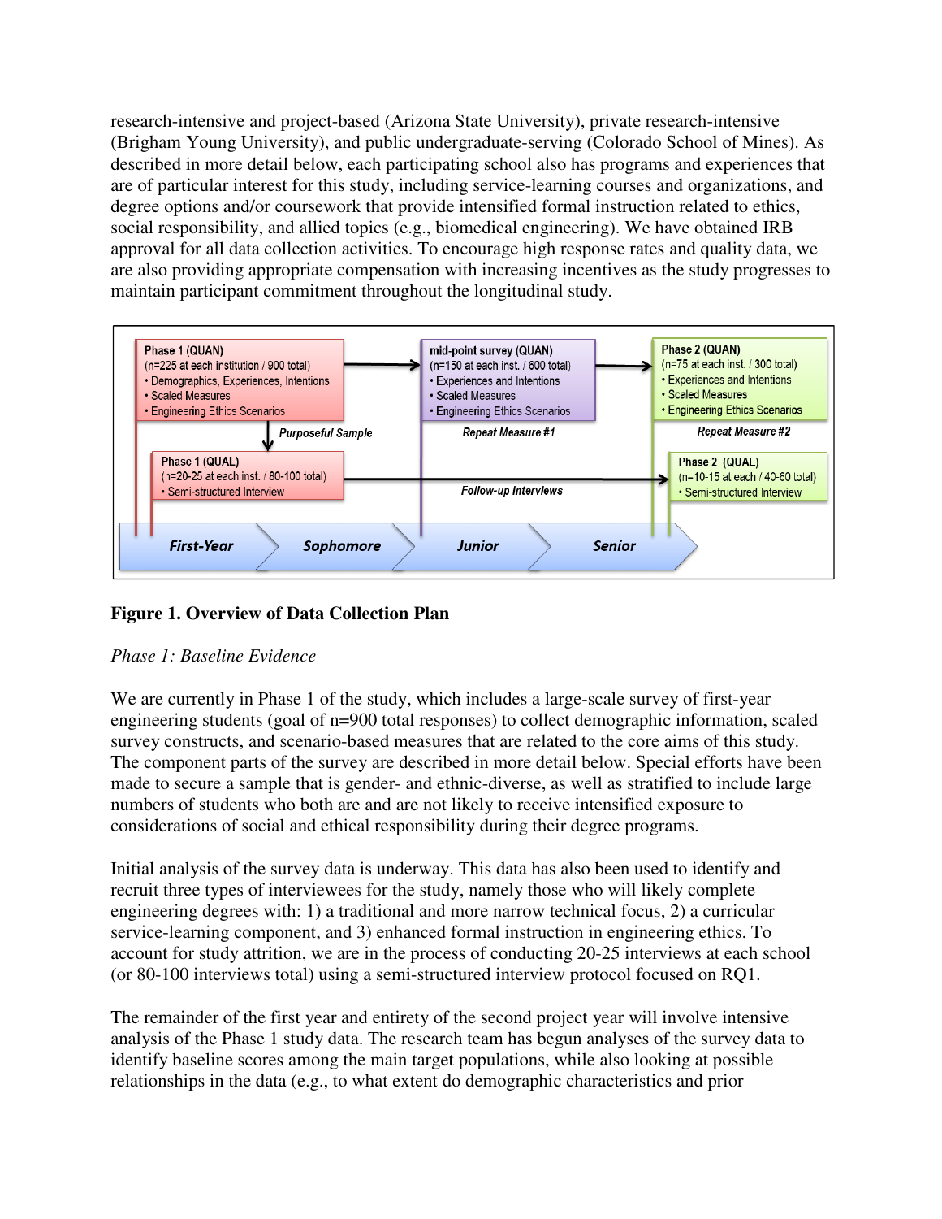research-intensive and project-based (Arizona State University), private research-intensive (Brigham Young University), and public undergraduate-serving (Colorado School of Mines). As described in more detail below, each participating school also has programs and experiences that are of particular interest for this study, including service-learning courses and organizations, and degree options and/or coursework that provide intensified formal instruction related to ethics, social responsibility, and allied topics (e.g., biomedical engineering). We have obtained IRB approval for all data collection activities. To encourage high response rates and quality data, we are also providing appropriate compensation with increasing incentives as the study progresses to maintain participant commitment throughout the longitudinal study.

Phase 1 (QUAN)
(n=225 at each institution / 900 total)
• Demographics, Experiences, Intentions
• Scaled Measures
• Engineering Ethics Scenarios

mid-point survey (QUAN)
(n=150 at each inst. / 600 total)
• Experiences and Intentions
• Scaled Measures
• Engineering Ethics Scenarios

Phase 2 (QUAN)
(n=75 at each inst. / 300 total)
• Experiences and Intentions
• Scaled Measures
• Engineering Ethics Scenarios

*Purposeful Sample* — *Repeat Measure #1* — *Repeat Measure #2*

Phase 1 (QUAL)
(n=20-25 at each inst. / 80-100 total)
• Semi-structured Interview

*Follow-up Interviews*

Phase 2 (QUAL)
(n=10-15 at each / 40-60 total)
• Semi-structured Interview

*First-Year* → *Sophomore* → *Junior* → *Senior*

**Figure 1. Overview of Data Collection Plan**

*Phase 1: Baseline Evidence*

We are currently in Phase 1 of the study, which includes a large-scale survey of first-year engineering students (goal of n=900 total responses) to collect demographic information, scaled survey constructs, and scenario-based measures that are related to the core aims of this study. The component parts of the survey are described in more detail below. Special efforts have been made to secure a sample that is gender- and ethnic-diverse, as well as stratified to include large numbers of students who both are and are not likely to receive intensified exposure to considerations of social and ethical responsibility during their degree programs.

Initial analysis of the survey data is underway. This data has also been used to identify and recruit three types of interviewees for the study, namely those who will likely complete engineering degrees with: 1) a traditional and more narrow technical focus, 2) a curricular service-learning component, and 3) enhanced formal instruction in engineering ethics. To account for study attrition, we are in the process of conducting 20-25 interviews at each school (or 80-100 interviews total) using a semi-structured interview protocol focused on RQ1.

The remainder of the first year and entirety of the second project year will involve intensive analysis of the Phase 1 study data. The research team has begun analyses of the survey data to identify baseline scores among the main target populations, while also looking at possible relationships in the data (e.g., to what extent do demographic characteristics and prior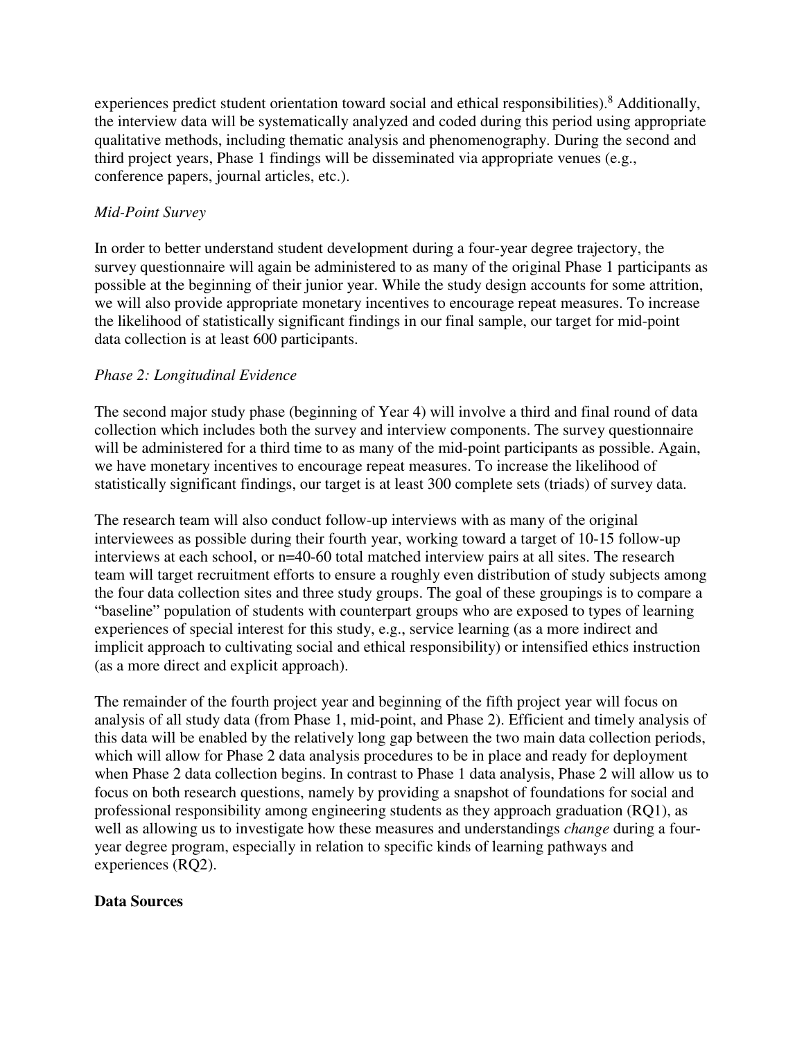experiences predict student orientation toward social and ethical responsibilities).[8] Additionally, the interview data will be systematically analyzed and coded during this period using appropriate qualitative methods, including thematic analysis and phenomenography. During the second and third project years, Phase 1 findings will be disseminated via appropriate venues (e.g., conference papers, journal articles, etc.).

*Mid-Point Survey*

In order to better understand student development during a four-year degree trajectory, the survey questionnaire will again be administered to as many of the original Phase 1 participants as possible at the beginning of their junior year. While the study design accounts for some attrition, we will also provide appropriate monetary incentives to encourage repeat measures. To increase the likelihood of statistically significant findings in our final sample, our target for mid-point data collection is at least 600 participants.

*Phase 2: Longitudinal Evidence*

The second major study phase (beginning of Year 4) will involve a third and final round of data collection which includes both the survey and interview components. The survey questionnaire will be administered for a third time to as many of the mid-point participants as possible. Again, we have monetary incentives to encourage repeat measures. To increase the likelihood of statistically significant findings, our target is at least 300 complete sets (triads) of survey data.

The research team will also conduct follow-up interviews with as many of the original interviewees as possible during their fourth year, working toward a target of 10-15 follow-up interviews at each school, or n=40-60 total matched interview pairs at all sites. The research team will target recruitment efforts to ensure a roughly even distribution of study subjects among the four data collection sites and three study groups. The goal of these groupings is to compare a "baseline" population of students with counterpart groups who are exposed to types of learning experiences of special interest for this study, e.g., service learning (as a more indirect and implicit approach to cultivating social and ethical responsibility) or intensified ethics instruction (as a more direct and explicit approach).

The remainder of the fourth project year and beginning of the fifth project year will focus on analysis of all study data (from Phase 1, mid-point, and Phase 2). Efficient and timely analysis of this data will be enabled by the relatively long gap between the two main data collection periods, which will allow for Phase 2 data analysis procedures to be in place and ready for deployment when Phase 2 data collection begins. In contrast to Phase 1 data analysis, Phase 2 will allow us to focus on both research questions, namely by providing a snapshot of foundations for social and professional responsibility among engineering students as they approach graduation (RQ1), as well as allowing us to investigate how these measures and understandings *change* during a four-year degree program, especially in relation to specific kinds of learning pathways and experiences (RQ2).

**Data Sources**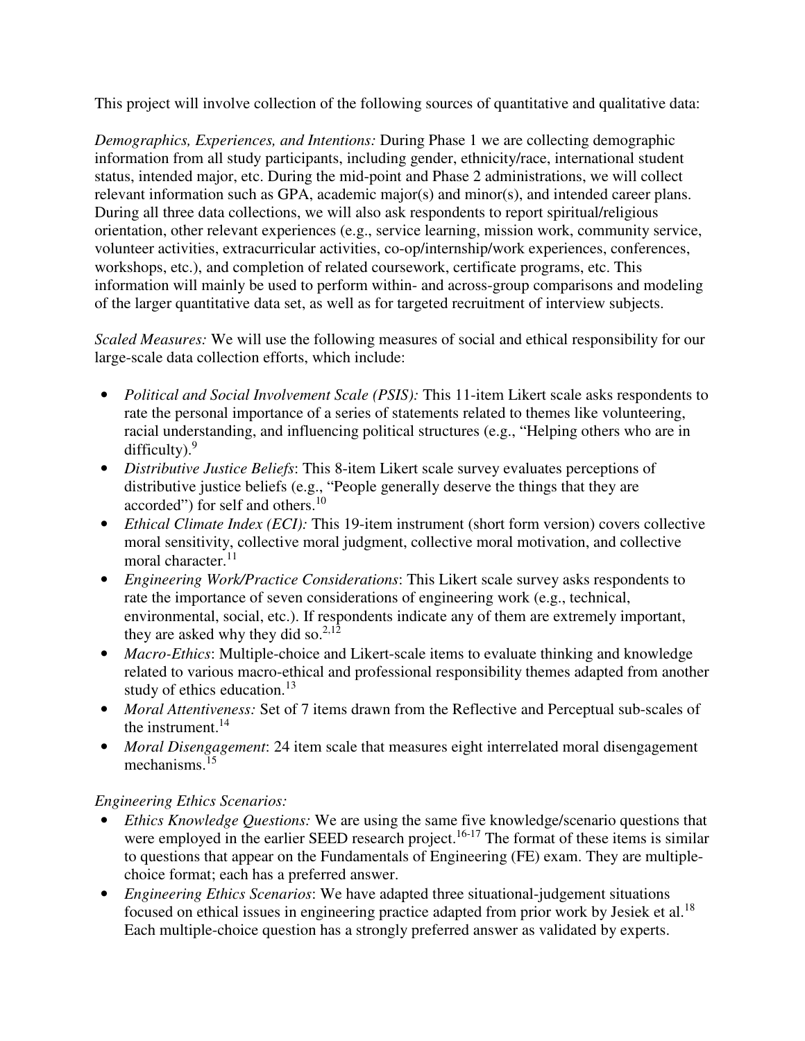This project will involve collection of the following sources of quantitative and qualitative data:

*Demographics, Experiences, and Intentions:* During Phase 1 we are collecting demographic information from all study participants, including gender, ethnicity/race, international student status, intended major, etc. During the mid-point and Phase 2 administrations, we will collect relevant information such as GPA, academic major(s) and minor(s), and intended career plans. During all three data collections, we will also ask respondents to report spiritual/religious orientation, other relevant experiences (e.g., service learning, mission work, community service, volunteer activities, extracurricular activities, co-op/internship/work experiences, conferences, workshops, etc.), and completion of related coursework, certificate programs, etc. This information will mainly be used to perform within- and across-group comparisons and modeling of the larger quantitative data set, as well as for targeted recruitment of interview subjects.

*Scaled Measures:* We will use the following measures of social and ethical responsibility for our large-scale data collection efforts, which include:

- *Political and Social Involvement Scale (PSIS):* This 11-item Likert scale asks respondents to rate the personal importance of a series of statements related to themes like volunteering, racial understanding, and influencing political structures (e.g., "Helping others who are in difficulty).[9]
- *Distributive Justice Beliefs*: This 8-item Likert scale survey evaluates perceptions of distributive justice beliefs (e.g., "People generally deserve the things that they are accorded") for self and others.[10]
- *Ethical Climate Index (ECI):* This 19-item instrument (short form version) covers collective moral sensitivity, collective moral judgment, collective moral motivation, and collective moral character.[11]
- *Engineering Work/Practice Considerations*: This Likert scale survey asks respondents to rate the importance of seven considerations of engineering work (e.g., technical, environmental, social, etc.). If respondents indicate any of them are extremely important, they are asked why they did so.[2,12]
- *Macro-Ethics*: Multiple-choice and Likert-scale items to evaluate thinking and knowledge related to various macro-ethical and professional responsibility themes adapted from another study of ethics education.[13]
- *Moral Attentiveness:* Set of 7 items drawn from the Reflective and Perceptual sub-scales of the instrument.[14]
- *Moral Disengagement*: 24 item scale that measures eight interrelated moral disengagement mechanisms.[15]

*Engineering Ethics Scenarios:*

- *Ethics Knowledge Questions:* We are using the same five knowledge/scenario questions that were employed in the earlier SEED research project.[16-17] The format of these items is similar to questions that appear on the Fundamentals of Engineering (FE) exam. They are multiple-choice format; each has a preferred answer.
- *Engineering Ethics Scenarios*: We have adapted three situational-judgement situations focused on ethical issues in engineering practice adapted from prior work by Jesiek et al.[18] Each multiple-choice question has a strongly preferred answer as validated by experts.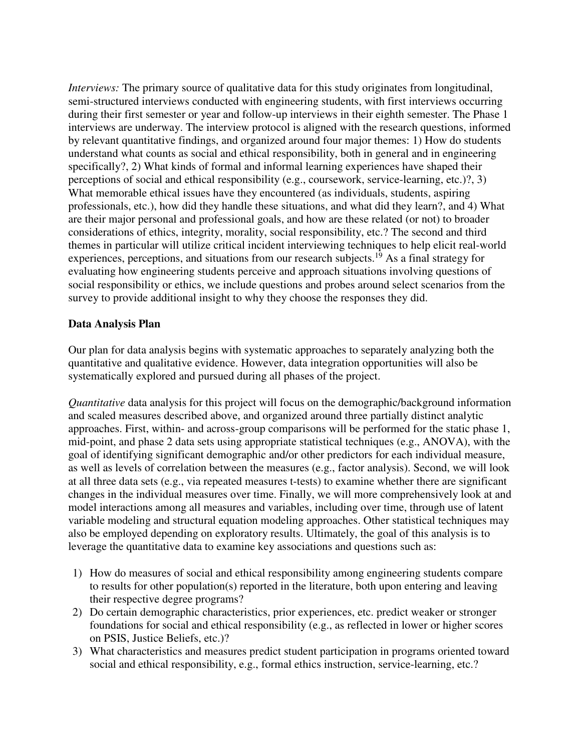*Interviews:* The primary source of qualitative data for this study originates from longitudinal, semi-structured interviews conducted with engineering students, with first interviews occurring during their first semester or year and follow-up interviews in their eighth semester. The Phase 1 interviews are underway. The interview protocol is aligned with the research questions, informed by relevant quantitative findings, and organized around four major themes: 1) How do students understand what counts as social and ethical responsibility, both in general and in engineering specifically?, 2) What kinds of formal and informal learning experiences have shaped their perceptions of social and ethical responsibility (e.g., coursework, service-learning, etc.)?, 3) What memorable ethical issues have they encountered (as individuals, students, aspiring professionals, etc.), how did they handle these situations, and what did they learn?, and 4) What are their major personal and professional goals, and how are these related (or not) to broader considerations of ethics, integrity, morality, social responsibility, etc.? The second and third themes in particular will utilize critical incident interviewing techniques to help elicit real-world experiences, perceptions, and situations from our research subjects.[19] As a final strategy for evaluating how engineering students perceive and approach situations involving questions of social responsibility or ethics, we include questions and probes around select scenarios from the survey to provide additional insight to why they choose the responses they did.

**Data Analysis Plan**

Our plan for data analysis begins with systematic approaches to separately analyzing both the quantitative and qualitative evidence. However, data integration opportunities will also be systematically explored and pursued during all phases of the project.

*Quantitative* data analysis for this project will focus on the demographic/background information and scaled measures described above, and organized around three partially distinct analytic approaches. First, within- and across-group comparisons will be performed for the static phase 1, mid-point, and phase 2 data sets using appropriate statistical techniques (e.g., ANOVA), with the goal of identifying significant demographic and/or other predictors for each individual measure, as well as levels of correlation between the measures (e.g., factor analysis). Second, we will look at all three data sets (e.g., via repeated measures t-tests) to examine whether there are significant changes in the individual measures over time. Finally, we will more comprehensively look at and model interactions among all measures and variables, including over time, through use of latent variable modeling and structural equation modeling approaches. Other statistical techniques may also be employed depending on exploratory results. Ultimately, the goal of this analysis is to leverage the quantitative data to examine key associations and questions such as:

1) How do measures of social and ethical responsibility among engineering students compare to results for other population(s) reported in the literature, both upon entering and leaving their respective degree programs?
2) Do certain demographic characteristics, prior experiences, etc. predict weaker or stronger foundations for social and ethical responsibility (e.g., as reflected in lower or higher scores on PSIS, Justice Beliefs, etc.)?
3) What characteristics and measures predict student participation in programs oriented toward social and ethical responsibility, e.g., formal ethics instruction, service-learning, etc.?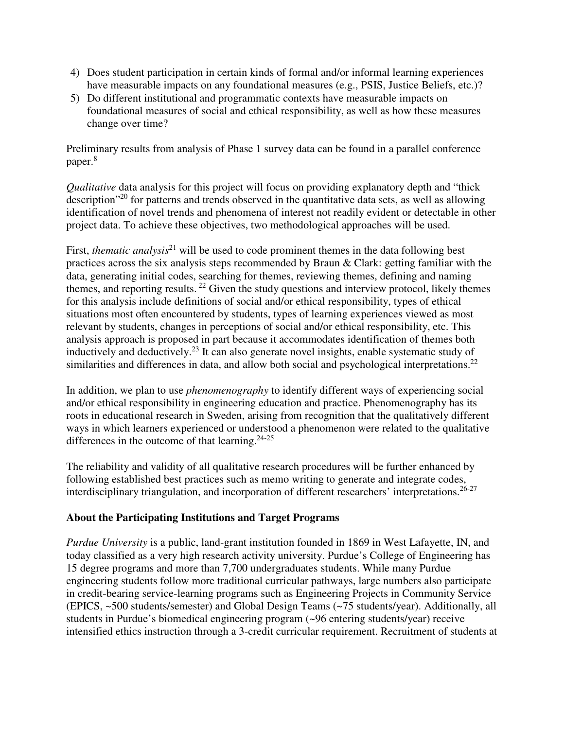4) Does student participation in certain kinds of formal and/or informal learning experiences have measurable impacts on any foundational measures (e.g., PSIS, Justice Beliefs, etc.)?
5) Do different institutional and programmatic contexts have measurable impacts on foundational measures of social and ethical responsibility, as well as how these measures change over time?

Preliminary results from analysis of Phase 1 survey data can be found in a parallel conference paper.[8]

*Qualitative* data analysis for this project will focus on providing explanatory depth and "thick description"[20] for patterns and trends observed in the quantitative data sets, as well as allowing identification of novel trends and phenomena of interest not readily evident or detectable in other project data. To achieve these objectives, two methodological approaches will be used.

First, *thematic analysis*[21] will be used to code prominent themes in the data following best practices across the six analysis steps recommended by Braun & Clark: getting familiar with the data, generating initial codes, searching for themes, reviewing themes, defining and naming themes, and reporting results.[22] Given the study questions and interview protocol, likely themes for this analysis include definitions of social and/or ethical responsibility, types of ethical situations most often encountered by students, types of learning experiences viewed as most relevant by students, changes in perceptions of social and/or ethical responsibility, etc. This analysis approach is proposed in part because it accommodates identification of themes both inductively and deductively.[23] It can also generate novel insights, enable systematic study of similarities and differences in data, and allow both social and psychological interpretations.[22]

In addition, we plan to use *phenomenography* to identify different ways of experiencing social and/or ethical responsibility in engineering education and practice. Phenomenography has its roots in educational research in Sweden, arising from recognition that the qualitatively different ways in which learners experienced or understood a phenomenon were related to the qualitative differences in the outcome of that learning.[24-25]

The reliability and validity of all qualitative research procedures will be further enhanced by following established best practices such as memo writing to generate and integrate codes, interdisciplinary triangulation, and incorporation of different researchers' interpretations.[26-27]

## About the Participating Institutions and Target Programs

*Purdue University* is a public, land-grant institution founded in 1869 in West Lafayette, IN, and today classified as a very high research activity university. Purdue's College of Engineering has 15 degree programs and more than 7,700 undergraduates students. While many Purdue engineering students follow more traditional curricular pathways, large numbers also participate in credit-bearing service-learning programs such as Engineering Projects in Community Service (EPICS, ~500 students/semester) and Global Design Teams (~75 students/year). Additionally, all students in Purdue's biomedical engineering program (~96 entering students/year) receive intensified ethics instruction through a 3-credit curricular requirement. Recruitment of students at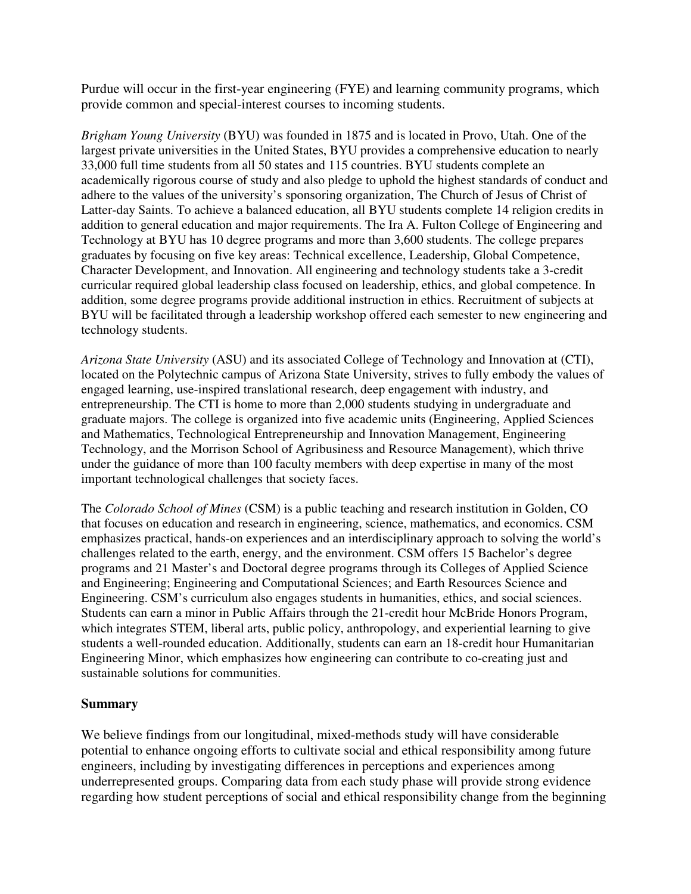Purdue will occur in the first-year engineering (FYE) and learning community programs, which provide common and special-interest courses to incoming students.

*Brigham Young University* (BYU) was founded in 1875 and is located in Provo, Utah. One of the largest private universities in the United States, BYU provides a comprehensive education to nearly 33,000 full time students from all 50 states and 115 countries. BYU students complete an academically rigorous course of study and also pledge to uphold the highest standards of conduct and adhere to the values of the university's sponsoring organization, The Church of Jesus of Christ of Latter-day Saints. To achieve a balanced education, all BYU students complete 14 religion credits in addition to general education and major requirements. The Ira A. Fulton College of Engineering and Technology at BYU has 10 degree programs and more than 3,600 students. The college prepares graduates by focusing on five key areas: Technical excellence, Leadership, Global Competence, Character Development, and Innovation. All engineering and technology students take a 3-credit curricular required global leadership class focused on leadership, ethics, and global competence. In addition, some degree programs provide additional instruction in ethics. Recruitment of subjects at BYU will be facilitated through a leadership workshop offered each semester to new engineering and technology students.

*Arizona State University* (ASU) and its associated College of Technology and Innovation at (CTI), located on the Polytechnic campus of Arizona State University, strives to fully embody the values of engaged learning, use-inspired translational research, deep engagement with industry, and entrepreneurship. The CTI is home to more than 2,000 students studying in undergraduate and graduate majors. The college is organized into five academic units (Engineering, Applied Sciences and Mathematics, Technological Entrepreneurship and Innovation Management, Engineering Technology, and the Morrison School of Agribusiness and Resource Management), which thrive under the guidance of more than 100 faculty members with deep expertise in many of the most important technological challenges that society faces.

The *Colorado School of Mines* (CSM) is a public teaching and research institution in Golden, CO that focuses on education and research in engineering, science, mathematics, and economics. CSM emphasizes practical, hands-on experiences and an interdisciplinary approach to solving the world's challenges related to the earth, energy, and the environment. CSM offers 15 Bachelor's degree programs and 21 Master's and Doctoral degree programs through its Colleges of Applied Science and Engineering; Engineering and Computational Sciences; and Earth Resources Science and Engineering. CSM's curriculum also engages students in humanities, ethics, and social sciences. Students can earn a minor in Public Affairs through the 21-credit hour McBride Honors Program, which integrates STEM, liberal arts, public policy, anthropology, and experiential learning to give students a well-rounded education. Additionally, students can earn an 18-credit hour Humanitarian Engineering Minor, which emphasizes how engineering can contribute to co-creating just and sustainable solutions for communities.

**Summary**

We believe findings from our longitudinal, mixed-methods study will have considerable potential to enhance ongoing efforts to cultivate social and ethical responsibility among future engineers, including by investigating differences in perceptions and experiences among underrepresented groups. Comparing data from each study phase will provide strong evidence regarding how student perceptions of social and ethical responsibility change from the beginning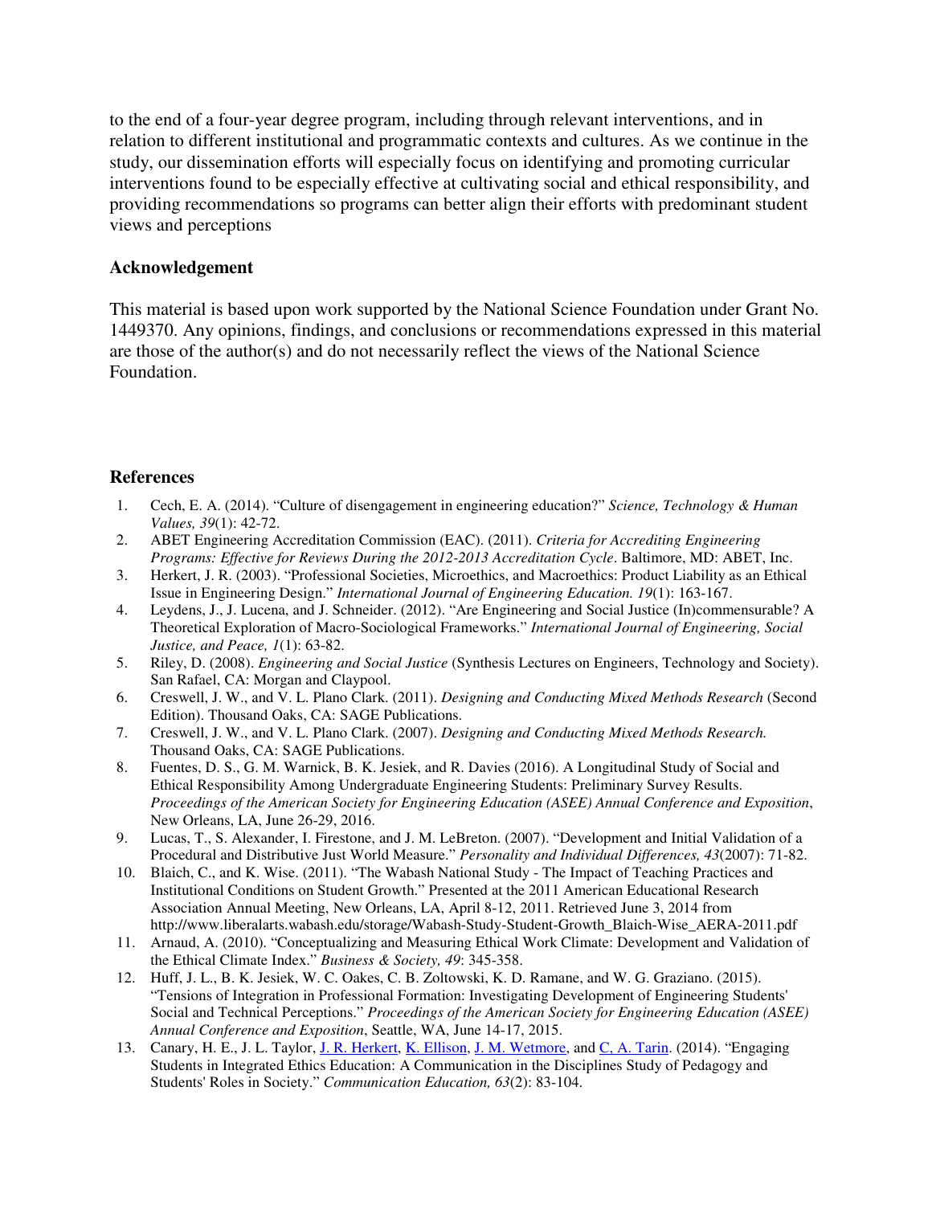to the end of a four-year degree program, including through relevant interventions, and in relation to different institutional and programmatic contexts and cultures. As we continue in the study, our dissemination efforts will especially focus on identifying and promoting curricular interventions found to be especially effective at cultivating social and ethical responsibility, and providing recommendations so programs can better align their efforts with predominant student views and perceptions

## Acknowledgement

This material is based upon work supported by the National Science Foundation under Grant No. 1449370. Any opinions, findings, and conclusions or recommendations expressed in this material are those of the author(s) and do not necessarily reflect the views of the National Science Foundation.

## References

1. Cech, E. A. (2014). "Culture of disengagement in engineering education?" *Science, Technology & Human Values, 39*(1): 42-72.
2. ABET Engineering Accreditation Commission (EAC). (2011). *Criteria for Accrediting Engineering Programs: Effective for Reviews During the 2012-2013 Accreditation Cycle*. Baltimore, MD: ABET, Inc.
3. Herkert, J. R. (2003). "Professional Societies, Microethics, and Macroethics: Product Liability as an Ethical Issue in Engineering Design." *International Journal of Engineering Education. 19*(1): 163-167.
4. Leydens, J., J. Lucena, and J. Schneider. (2012). "Are Engineering and Social Justice (In)commensurable? A Theoretical Exploration of Macro-Sociological Frameworks." *International Journal of Engineering, Social Justice, and Peace, 1*(1): 63-82.
5. Riley, D. (2008). *Engineering and Social Justice* (Synthesis Lectures on Engineers, Technology and Society). San Rafael, CA: Morgan and Claypool.
6. Creswell, J. W., and V. L. Plano Clark. (2011). *Designing and Conducting Mixed Methods Research* (Second Edition). Thousand Oaks, CA: SAGE Publications.
7. Creswell, J. W., and V. L. Plano Clark. (2007). *Designing and Conducting Mixed Methods Research.* Thousand Oaks, CA: SAGE Publications.
8. Fuentes, D. S., G. M. Warnick, B. K. Jesiek, and R. Davies (2016). A Longitudinal Study of Social and Ethical Responsibility Among Undergraduate Engineering Students: Preliminary Survey Results. *Proceedings of the American Society for Engineering Education (ASEE) Annual Conference and Exposition*, New Orleans, LA, June 26-29, 2016.
9. Lucas, T., S. Alexander, I. Firestone, and J. M. LeBreton. (2007). "Development and Initial Validation of a Procedural and Distributive Just World Measure." *Personality and Individual Differences, 43*(2007): 71-82.
10. Blaich, C., and K. Wise. (2011). "The Wabash National Study - The Impact of Teaching Practices and Institutional Conditions on Student Growth." Presented at the 2011 American Educational Research Association Annual Meeting, New Orleans, LA, April 8-12, 2011. Retrieved June 3, 2014 from http://www.liberalarts.wabash.edu/storage/Wabash-Study-Student-Growth_Blaich-Wise_AERA-2011.pdf
11. Arnaud, A. (2010). "Conceptualizing and Measuring Ethical Work Climate: Development and Validation of the Ethical Climate Index." *Business & Society, 49*: 345-358.
12. Huff, J. L., B. K. Jesiek, W. C. Oakes, C. B. Zoltowski, K. D. Ramane, and W. G. Graziano. (2015). "Tensions of Integration in Professional Formation: Investigating Development of Engineering Students' Social and Technical Perceptions." *Proceedings of the American Society for Engineering Education (ASEE) Annual Conference and Exposition*, Seattle, WA, June 14-17, 2015.
13. Canary, H. E., J. L. Taylor, J. R. Herkert, K. Ellison, J. M. Wetmore, and C. A. Tarin. (2014). "Engaging Students in Integrated Ethics Education: A Communication in the Disciplines Study of Pedagogy and Students' Roles in Society." *Communication Education, 63*(2): 83-104.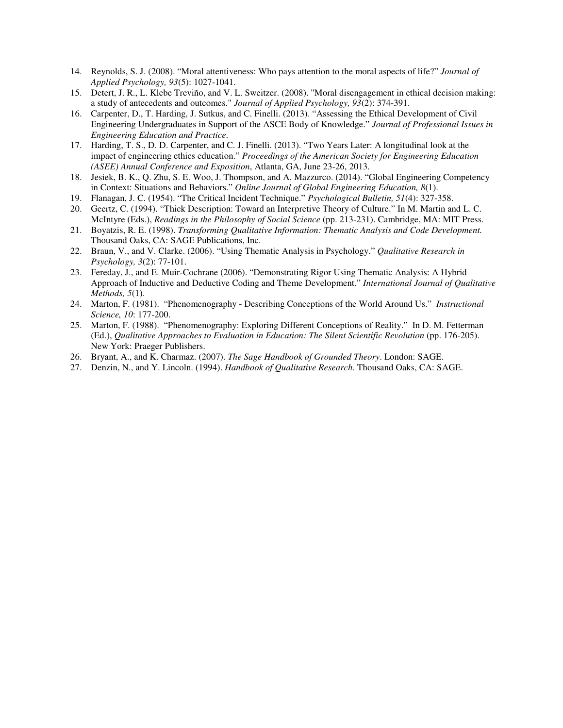14. Reynolds, S. J. (2008). “Moral attentiveness: Who pays attention to the moral aspects of life?” *Journal of Applied Psychology, 93*(5): 1027-1041.
15. Detert, J. R., L. Klebe Treviño, and V. L. Sweitzer. (2008). "Moral disengagement in ethical decision making: a study of antecedents and outcomes." *Journal of Applied Psychology, 93*(2): 374-391.
16. Carpenter, D., T. Harding, J. Sutkus, and C. Finelli. (2013). “Assessing the Ethical Development of Civil Engineering Undergraduates in Support of the ASCE Body of Knowledge.” *Journal of Professional Issues in Engineering Education and Practice*.
17. Harding, T. S., D. D. Carpenter, and C. J. Finelli. (2013). “Two Years Later: A longitudinal look at the impact of engineering ethics education.” *Proceedings of the American Society for Engineering Education (ASEE) Annual Conference and Exposition*, Atlanta, GA, June 23-26, 2013.
18. Jesiek, B. K., Q. Zhu, S. E. Woo, J. Thompson, and A. Mazzurco. (2014). “Global Engineering Competency in Context: Situations and Behaviors.” *Online Journal of Global Engineering Education, 8*(1).
19. Flanagan, J. C. (1954). “The Critical Incident Technique.” *Psychological Bulletin, 51*(4): 327-358.
20. Geertz, C. (1994). “Thick Description: Toward an Interpretive Theory of Culture.” In M. Martin and L. C. McIntyre (Eds.), *Readings in the Philosophy of Social Science* (pp. 213-231). Cambridge, MA: MIT Press.
21. Boyatzis, R. E. (1998). *Transforming Qualitative Information: Thematic Analysis and Code Development.* Thousand Oaks, CA: SAGE Publications, Inc.
22. Braun, V., and V. Clarke. (2006). “Using Thematic Analysis in Psychology.” *Qualitative Research in Psychology, 3*(2): 77-101.
23. Fereday, J., and E. Muir-Cochrane (2006). “Demonstrating Rigor Using Thematic Analysis: A Hybrid Approach of Inductive and Deductive Coding and Theme Development.” *International Journal of Qualitative Methods, 5*(1).
24. Marton, F. (1981). “Phenomenography - Describing Conceptions of the World Around Us.” *Instructional Science, 10*: 177-200.
25. Marton, F. (1988). “Phenomenography: Exploring Different Conceptions of Reality.” In D. M. Fetterman (Ed.), *Qualitative Approaches to Evaluation in Education: The Silent Scientific Revolution* (pp. 176-205). New York: Praeger Publishers.
26. Bryant, A., and K. Charmaz. (2007). *The Sage Handbook of Grounded Theory*. London: SAGE.
27. Denzin, N., and Y. Lincoln. (1994). *Handbook of Qualitative Research*. Thousand Oaks, CA: SAGE.